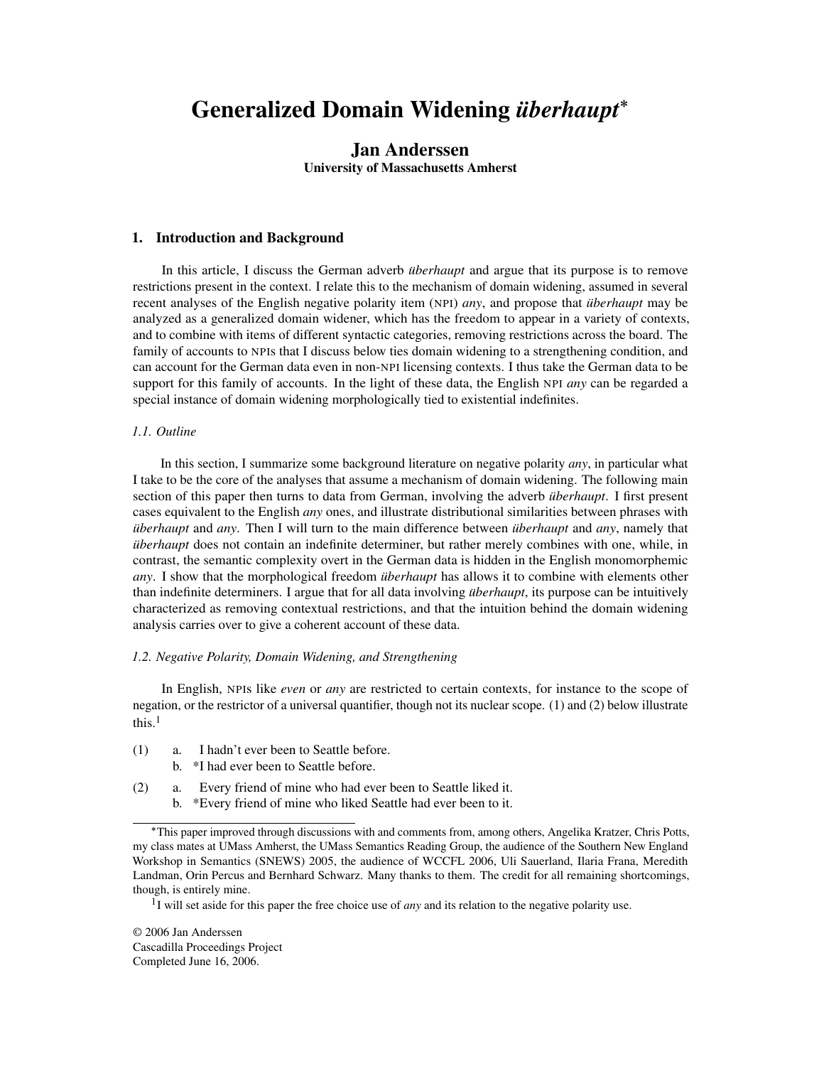# Generalized Domain Widening *überhaupt*[*]

**Jan Anderssen**
**University of Massachusetts Amherst**

## 1. Introduction and Background

In this article, I discuss the German adverb *überhaupt* and argue that its purpose is to remove restrictions present in the context. I relate this to the mechanism of domain widening, assumed in several recent analyses of the English negative polarity item (NPI) *any*, and propose that *überhaupt* may be analyzed as a generalized domain widener, which has the freedom to appear in a variety of contexts, and to combine with items of different syntactic categories, removing restrictions across the board. The family of accounts to NPIs that I discuss below ties domain widening to a strengthening condition, and can account for the German data even in non-NPI licensing contexts. I thus take the German data to be support for this family of accounts. In the light of these data, the English NPI *any* can be regarded a special instance of domain widening morphologically tied to existential indefinites.

### *1.1. Outline*

In this section, I summarize some background literature on negative polarity *any*, in particular what I take to be the core of the analyses that assume a mechanism of domain widening. The following main section of this paper then turns to data from German, involving the adverb *überhaupt*. I first present cases equivalent to the English *any* ones, and illustrate distributional similarities between phrases with *überhaupt* and *any*. Then I will turn to the main difference between *überhaupt* and *any*, namely that *überhaupt* does not contain an indefinite determiner, but rather merely combines with one, while, in contrast, the semantic complexity overt in the German data is hidden in the English monomorphemic *any*. I show that the morphological freedom *überhaupt* has allows it to combine with elements other than indefinite determiners. I argue that for all data involving *überhaupt*, its purpose can be intuitively characterized as removing contextual restrictions, and that the intuition behind the domain widening analysis carries over to give a coherent account of these data.

### *1.2. Negative Polarity, Domain Widening, and Strengthening*

In English, NPIs like *even* or *any* are restricted to certain contexts, for instance to the scope of negation, or the restrictor of a universal quantifier, though not its nuclear scope. (1) and (2) below illustrate this.[1]

(1) a. I hadn't ever been to Seattle before.
 b. *I had ever been to Seattle before.

(2) a. Every friend of mine who had ever been to Seattle liked it.
 b. *Every friend of mine who liked Seattle had ever been to it.

---

[*] This paper improved through discussions with and comments from, among others, Angelika Kratzer, Chris Potts, my class mates at UMass Amherst, the UMass Semantics Reading Group, the audience of the Southern New England Workshop in Semantics (SNEWS) 2005, the audience of WCCFL 2006, Uli Sauerland, Ilaria Frana, Meredith Landman, Orin Percus and Bernhard Schwarz. Many thanks to them. The credit for all remaining shortcomings, though, is entirely mine.

[1] I will set aside for this paper the free choice use of *any* and its relation to the negative polarity use.

© 2006 Jan Anderssen
Cascadilla Proceedings Project
Completed June 16, 2006.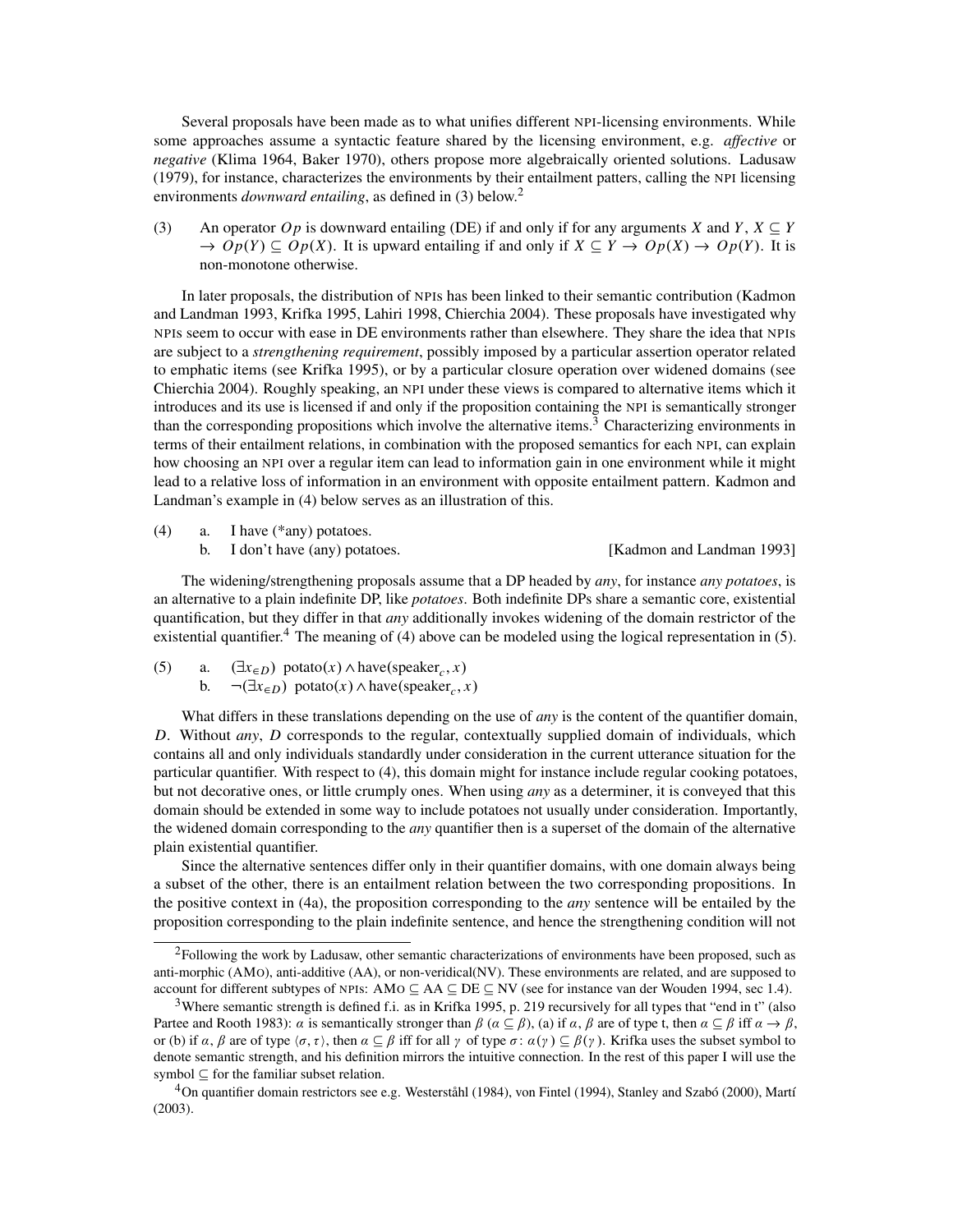Several proposals have been made as to what unifies different NPI-licensing environments. While some approaches assume a syntactic feature shared by the licensing environment, e.g. *affective* or *negative* (Klima 1964, Baker 1970), others propose more algebraically oriented solutions. Ladusaw (1979), for instance, characterizes the environments by their entailment patters, calling the NPI licensing environments *downward entailing*, as defined in (3) below.[2]

(3) An operator $Op$ is downward entailing (DE) if and only if for any arguments $X$ and $Y$, $X \subseteq Y \rightarrow Op(Y) \subseteq Op(X)$. It is upward entailing if and only if $X \subseteq Y \rightarrow Op(X) \rightarrow Op(Y)$. It is non-monotone otherwise.

In later proposals, the distribution of NPIs has been linked to their semantic contribution (Kadmon and Landman 1993, Krifka 1995, Lahiri 1998, Chierchia 2004). These proposals have investigated why NPIs seem to occur with ease in DE environments rather than elsewhere. They share the idea that NPIs are subject to a *strengthening requirement*, possibly imposed by a particular assertion operator related to emphatic items (see Krifka 1995), or by a particular closure operation over widened domains (see Chierchia 2004). Roughly speaking, an NPI under these views is compared to alternative items which it introduces and its use is licensed if and only if the proposition containing the NPI is semantically stronger than the corresponding propositions which involve the alternative items.[3] Characterizing environments in terms of their entailment relations, in combination with the proposed semantics for each NPI, can explain how choosing an NPI over a regular item can lead to information gain in one environment while it might lead to a relative loss of information in an environment with opposite entailment pattern. Kadmon and Landman's example in (4) below serves as an illustration of this.

(4) a. I have (*any) potatoes.
    b. I don't have (any) potatoes. [Kadmon and Landman 1993]

The widening/strengthening proposals assume that a DP headed by *any*, for instance *any potatoes*, is an alternative to a plain indefinite DP, like *potatoes*. Both indefinite DPs share a semantic core, existential quantification, but they differ in that *any* additionally invokes widening of the domain restrictor of the existential quantifier.[4] The meaning of (4) above can be modeled using the logical representation in (5).

(5) a. $(\exists x_{\in D})\ \text{potato}(x) \wedge \text{have}(\text{speaker}_c, x)$
    b. $\neg(\exists x_{\in D})\ \text{potato}(x) \wedge \text{have}(\text{speaker}_c, x)$

What differs in these translations depending on the use of *any* is the content of the quantifier domain, $D$. Without *any*, $D$ corresponds to the regular, contextually supplied domain of individuals, which contains all and only individuals standardly under consideration in the current utterance situation for the particular quantifier. With respect to (4), this domain might for instance include regular cooking potatoes, but not decorative ones, or little crumply ones. When using *any* as a determiner, it is conveyed that this domain should be extended in some way to include potatoes not usually under consideration. Importantly, the widened domain corresponding to the *any* quantifier then is a superset of the domain of the alternative plain existential quantifier.

Since the alternative sentences differ only in their quantifier domains, with one domain always being a subset of the other, there is an entailment relation between the two corresponding propositions. In the positive context in (4a), the proposition corresponding to the *any* sentence will be entailed by the proposition corresponding to the plain indefinite sentence, and hence the strengthening condition will not

---

[2] Following the work by Ladusaw, other semantic characterizations of environments have been proposed, such as anti-morphic (AMO), anti-additive (AA), or non-veridical(NV). These environments are related, and are supposed to account for different subtypes of NPIs: AMO $\subseteq$ AA $\subseteq$ DE $\subseteq$ NV (see for instance van der Wouden 1994, sec 1.4).

[3] Where semantic strength is defined f.i. as in Krifka 1995, p. 219 recursively for all types that "end in t" (also Partee and Rooth 1983): $\alpha$ is semantically stronger than $\beta$ ($\alpha \subseteq \beta$), (a) if $\alpha$, $\beta$ are of type t, then $\alpha \subseteq \beta$ iff $\alpha \rightarrow \beta$, or (b) if $\alpha$, $\beta$ are of type $\langle \sigma, \tau \rangle$, then $\alpha \subseteq \beta$ iff for all $\gamma$ of type $\sigma$: $\alpha(\gamma) \subseteq \beta(\gamma)$. Krifka uses the subset symbol to denote semantic strength, and his definition mirrors the intuitive connection. In the rest of this paper I will use the symbol $\subseteq$ for the familiar subset relation.

[4] On quantifier domain restrictors see e.g. Westerståhl (1984), von Fintel (1994), Stanley and Szabó (2000), Martí (2003).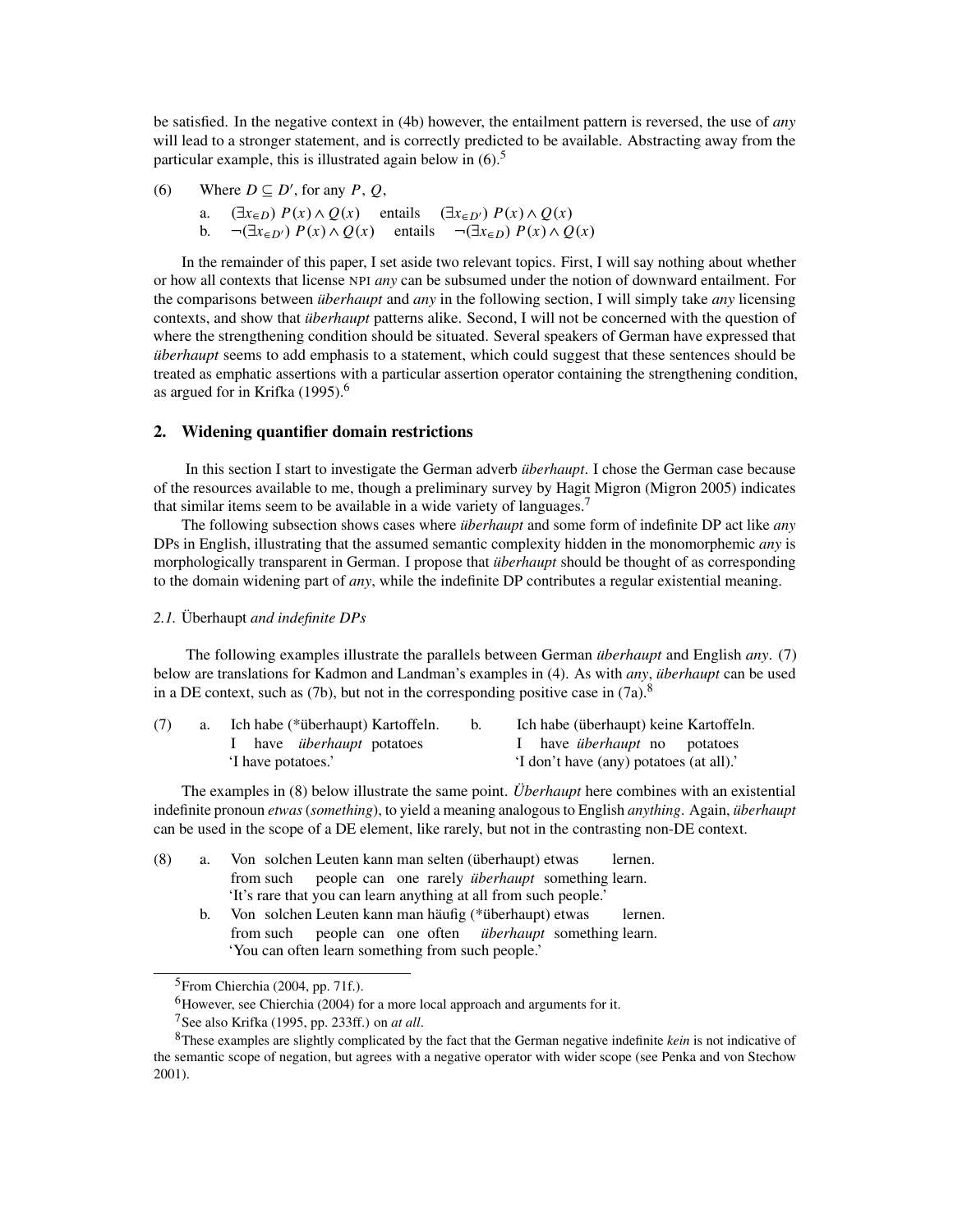be satisfied. In the negative context in (4b) however, the entailment pattern is reversed, the use of *any* will lead to a stronger statement, and is correctly predicted to be available. Abstracting away from the particular example, this is illustrated again below in (6).[5]

(6) Where $D \subseteq D'$, for any $P$, $Q$,

a. $(\exists x_{\in D})\ P(x) \wedge Q(x)$ entails $(\exists x_{\in D'})\ P(x) \wedge Q(x)$
b. $\neg(\exists x_{\in D'})\ P(x) \wedge Q(x)$ entails $\neg(\exists x_{\in D})\ P(x) \wedge Q(x)$

In the remainder of this paper, I set aside two relevant topics. First, I will say nothing about whether or how all contexts that license NPI *any* can be subsumed under the notion of downward entailment. For the comparisons between *überhaupt* and *any* in the following section, I will simply take *any* licensing contexts, and show that *überhaupt* patterns alike. Second, I will not be concerned with the question of where the strengthening condition should be situated. Several speakers of German have expressed that *überhaupt* seems to add emphasis to a statement, which could suggest that these sentences should be treated as emphatic assertions with a particular assertion operator containing the strengthening condition, as argued for in Krifka (1995).[6]

## 2. Widening quantifier domain restrictions

In this section I start to investigate the German adverb *überhaupt*. I chose the German case because of the resources available to me, though a preliminary survey by Hagit Migron (Migron 2005) indicates that similar items seem to be available in a wide variety of languages.[7]

The following subsection shows cases where *überhaupt* and some form of indefinite DP act like *any* DPs in English, illustrating that the assumed semantic complexity hidden in the monomorphemic *any* is morphologically transparent in German. I propose that *überhaupt* should be thought of as corresponding to the domain widening part of *any*, while the indefinite DP contributes a regular existential meaning.

### *2.1.* Überhaupt *and indefinite DPs*

The following examples illustrate the parallels between German *überhaupt* and English *any*. (7) below are translations for Kadmon and Landman's examples in (4). As with *any*, *überhaupt* can be used in a DE context, such as (7b), but not in the corresponding positive case in (7a).[8]

(7) a. Ich habe (*überhaupt) Kartoffeln.
I have *überhaupt* potatoes
'I have potatoes.'

b. Ich habe (überhaupt) keine Kartoffeln.
I have *überhaupt* no potatoes
'I don't have (any) potatoes (at all).'

The examples in (8) below illustrate the same point. *Überhaupt* here combines with an existential indefinite pronoun *etwas* (*something*), to yield a meaning analogous to English *anything*. Again, *überhaupt* can be used in the scope of a DE element, like rarely, but not in the contrasting non-DE context.

(8) a. Von solchen Leuten kann man selten (überhaupt) etwas lernen.
from such people can one rarely *überhaupt* something learn.
'It's rare that you can learn anything at all from such people.'

b. Von solchen Leuten kann man häufig (*überhaupt) etwas lernen.
from such people can one often *überhaupt* something learn.
'You can often learn something from such people.'

---

[5] From Chierchia (2004, pp. 71f.).

[6] However, see Chierchia (2004) for a more local approach and arguments for it.

[7] See also Krifka (1995, pp. 233ff.) on *at all*.

[8] These examples are slightly complicated by the fact that the German negative indefinite *kein* is not indicative of the semantic scope of negation, but agrees with a negative operator with wider scope (see Penka and von Stechow 2001).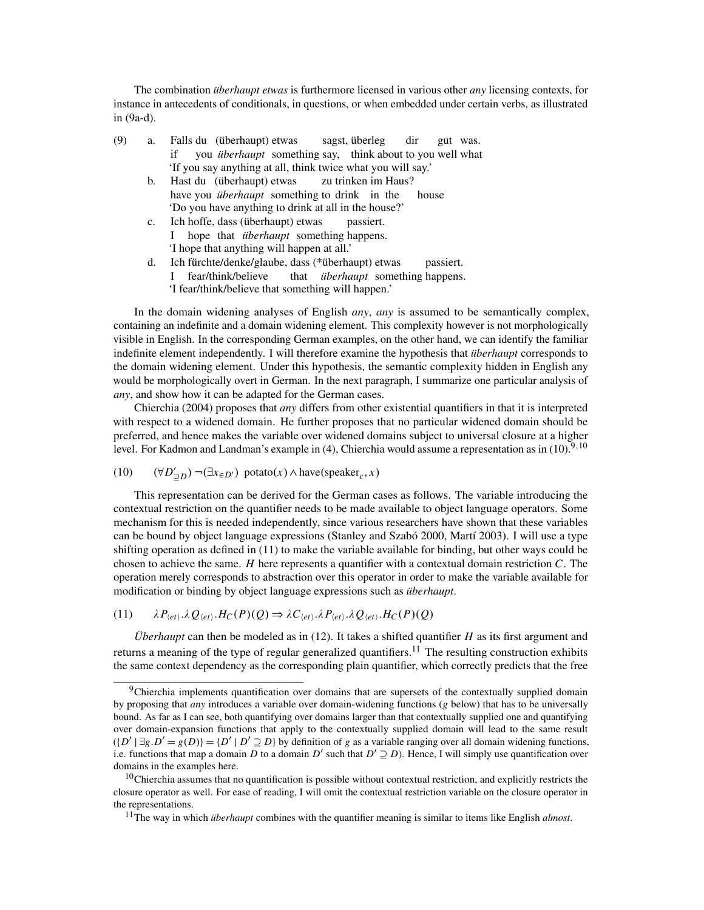The combination *überhaupt etwas* is furthermore licensed in various other *any* licensing contexts, for instance in antecedents of conditionals, in questions, or when embedded under certain verbs, as illustrated in (9a-d).

(9) a. Falls du (überhaupt) etwas sagst, überleg dir gut was.
   if you *überhaupt* something say, think about to you well what
   'If you say anything at all, think twice what you will say.'

  b. Hast du (überhaupt) etwas zu trinken im Haus?
   have you *überhaupt* something to drink in the house
   'Do you have anything to drink at all in the house?'

  c. Ich hoffe, dass (überhaupt) etwas passiert.
   I hope that *überhaupt* something happens.
   'I hope that anything will happen at all.'

  d. Ich fürchte/denke/glaube, dass (*überhaupt) etwas passiert.
   I fear/think/believe that *überhaupt* something happens.
   'I fear/think/believe that something will happen.'

In the domain widening analyses of English *any*, *any* is assumed to be semantically complex, containing an indefinite and a domain widening element. This complexity however is not morphologically visible in English. In the corresponding German examples, on the other hand, we can identify the familiar indefinite element independently. I will therefore examine the hypothesis that *überhaupt* corresponds to the domain widening element. Under this hypothesis, the semantic complexity hidden in English any would be morphologically overt in German. In the next paragraph, I summarize one particular analysis of *any*, and show how it can be adapted for the German cases.

Chierchia (2004) proposes that *any* differs from other existential quantifiers in that it is interpreted with respect to a widened domain. He further proposes that no particular widened domain should be preferred, and hence makes the variable over widened domains subject to universal closure at a higher level. For Kadmon and Landman's example in (4), Chierchia would assume a representation as in (10).[9,10]

(10) $(\forall D'_{\supseteq D})\ \neg(\exists x_{\in D'})\ \text{potato}(x) \wedge \text{have}(\text{speaker}_c, x)$

This representation can be derived for the German cases as follows. The variable introducing the contextual restriction on the quantifier needs to be made available to object language operators. Some mechanism for this is needed independently, since various researchers have shown that these variables can be bound by object language expressions (Stanley and Szabó 2000, Martí 2003). I will use a type shifting operation as defined in (11) to make the variable available for binding, but other ways could be chosen to achieve the same. $H$ here represents a quantifier with a contextual domain restriction $C$. The operation merely corresponds to abstraction over this operator in order to make the variable available for modification or binding by object language expressions such as *überhaupt*.

(11) $\lambda P_{\langle et \rangle}.\lambda Q_{\langle et \rangle}.H_C(P)(Q) \Rightarrow \lambda C_{\langle et \rangle}.\lambda P_{\langle et \rangle}.\lambda Q_{\langle et \rangle}.H_C(P)(Q)$

*Überhaupt* can then be modeled as in (12). It takes a shifted quantifier $H$ as its first argument and returns a meaning of the type of regular generalized quantifiers.[11] The resulting construction exhibits the same context dependency as the corresponding plain quantifier, which correctly predicts that the free

---

[9] Chierchia implements quantification over domains that are supersets of the contextually supplied domain by proposing that *any* introduces a variable over domain-widening functions ($g$ below) that has to be universally bound. As far as I can see, both quantifying over domains larger than that contextually supplied one and quantifying over domain-expansion functions that apply to the contextually supplied domain will lead to the same result ($\{D' \mid \exists g.D' = g(D)\} = \{D' \mid D' \supseteq D\}$ by definition of $g$ as a variable ranging over all domain widening functions, i.e. functions that map a domain $D$ to a domain $D'$ such that $D' \supseteq D$). Hence, I will simply use quantification over domains in the examples here.

[10] Chierchia assumes that no quantification is possible without contextual restriction, and explicitly restricts the closure operator as well. For ease of reading, I will omit the contextual restriction variable on the closure operator in the representations.

[11] The way in which *überhaupt* combines with the quantifier meaning is similar to items like English *almost*.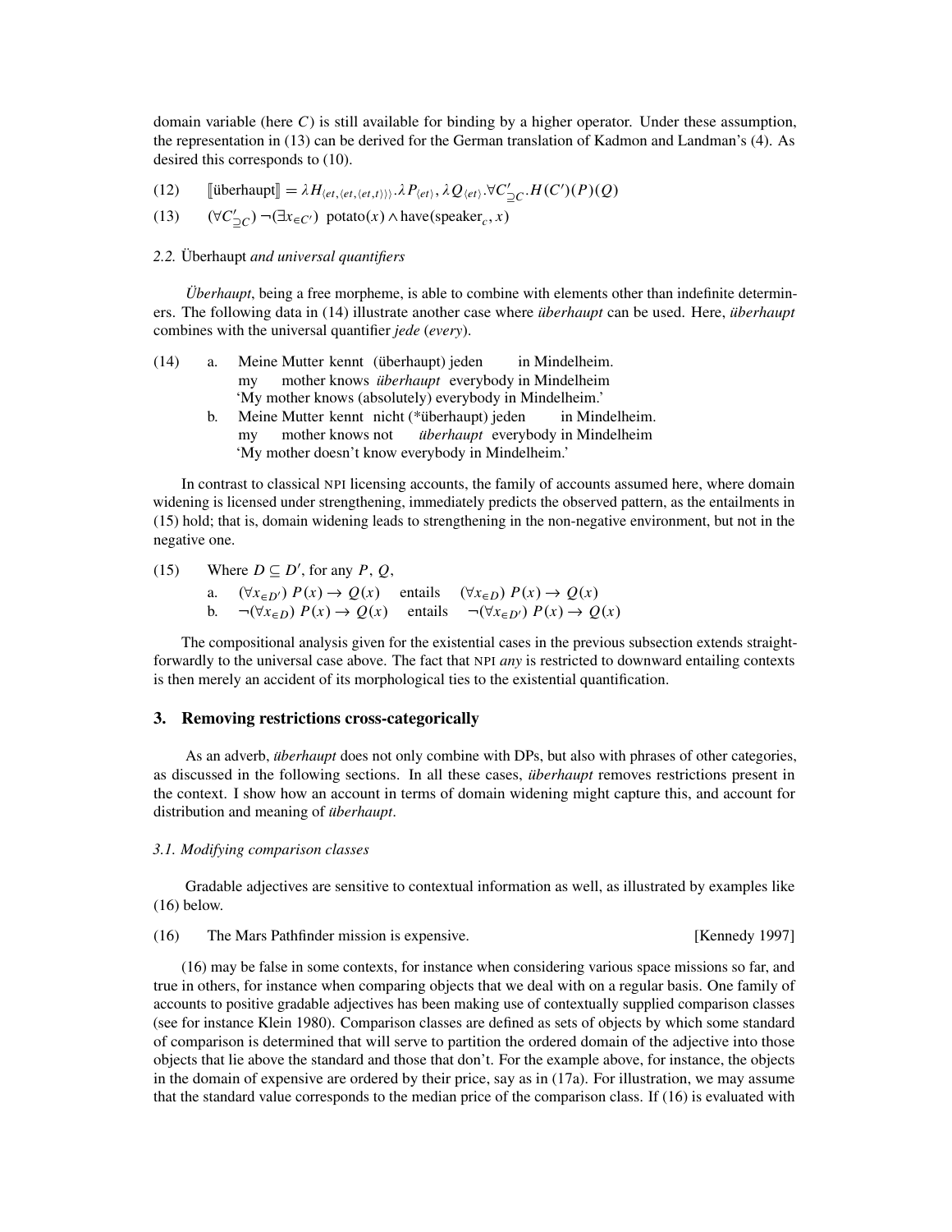domain variable (here $C$) is still available for binding by a higher operator. Under these assumption, the representation in (13) can be derived for the German translation of Kadmon and Landman's (4). As desired this corresponds to (10).

(12) $[\![\text{überhaupt}]\!] = \lambda H_{\langle et,\langle et,\langle et,t\rangle\rangle\rangle}.\lambda P_{\langle et\rangle}, \lambda Q_{\langle et\rangle}.\forall C'_{\supseteq C}.H(C')(P)(Q)$

(13) $(\forall C'_{\supseteq C})\ \neg(\exists x_{\in C'})\ \text{potato}(x) \wedge \text{have}(\text{speaker}_c, x)$

### *2.2.* Überhaupt *and universal quantifiers*

*Überhaupt*, being a free morpheme, is able to combine with elements other than indefinite determiners. The following data in (14) illustrate another case where *überhaupt* can be used. Here, *überhaupt* combines with the universal quantifier *jede* (*every*).

(14) a. Meine Mutter kennt (überhaupt) jeden in Mindelheim.
 my mother knows *überhaupt* everybody in Mindelheim
 'My mother knows (absolutely) everybody in Mindelheim.'

 b. Meine Mutter kennt nicht (*überhaupt) jeden in Mindelheim.
 my mother knows not *überhaupt* everybody in Mindelheim
 'My mother doesn't know everybody in Mindelheim.'

In contrast to classical NPI licensing accounts, the family of accounts assumed here, where domain widening is licensed under strengthening, immediately predicts the observed pattern, as the entailments in (15) hold; that is, domain widening leads to strengthening in the non-negative environment, but not in the negative one.

(15) Where $D \subseteq D'$, for any $P$, $Q$,

 a. $(\forall x_{\in D'})\ P(x) \rightarrow Q(x)$ entails $(\forall x_{\in D})\ P(x) \rightarrow Q(x)$

 b. $\neg(\forall x_{\in D})\ P(x) \rightarrow Q(x)$ entails $\neg(\forall x_{\in D'})\ P(x) \rightarrow Q(x)$

The compositional analysis given for the existential cases in the previous subsection extends straightforwardly to the universal case above. The fact that NPI *any* is restricted to downward entailing contexts is then merely an accident of its morphological ties to the existential quantification.

## 3. Removing restrictions cross-categorically

As an adverb, *überhaupt* does not only combine with DPs, but also with phrases of other categories, as discussed in the following sections. In all these cases, *überhaupt* removes restrictions present in the context. I show how an account in terms of domain widening might capture this, and account for distribution and meaning of *überhaupt*.

### *3.1. Modifying comparison classes*

Gradable adjectives are sensitive to contextual information as well, as illustrated by examples like (16) below.

(16) The Mars Pathfinder mission is expensive. [Kennedy 1997]

(16) may be false in some contexts, for instance when considering various space missions so far, and true in others, for instance when comparing objects that we deal with on a regular basis. One family of accounts to positive gradable adjectives has been making use of contextually supplied comparison classes (see for instance Klein 1980). Comparison classes are defined as sets of objects by which some standard of comparison is determined that will serve to partition the ordered domain of the adjective into those objects that lie above the standard and those that don't. For the example above, for instance, the objects in the domain of expensive are ordered by their price, say as in (17a). For illustration, we may assume that the standard value corresponds to the median price of the comparison class. If (16) is evaluated with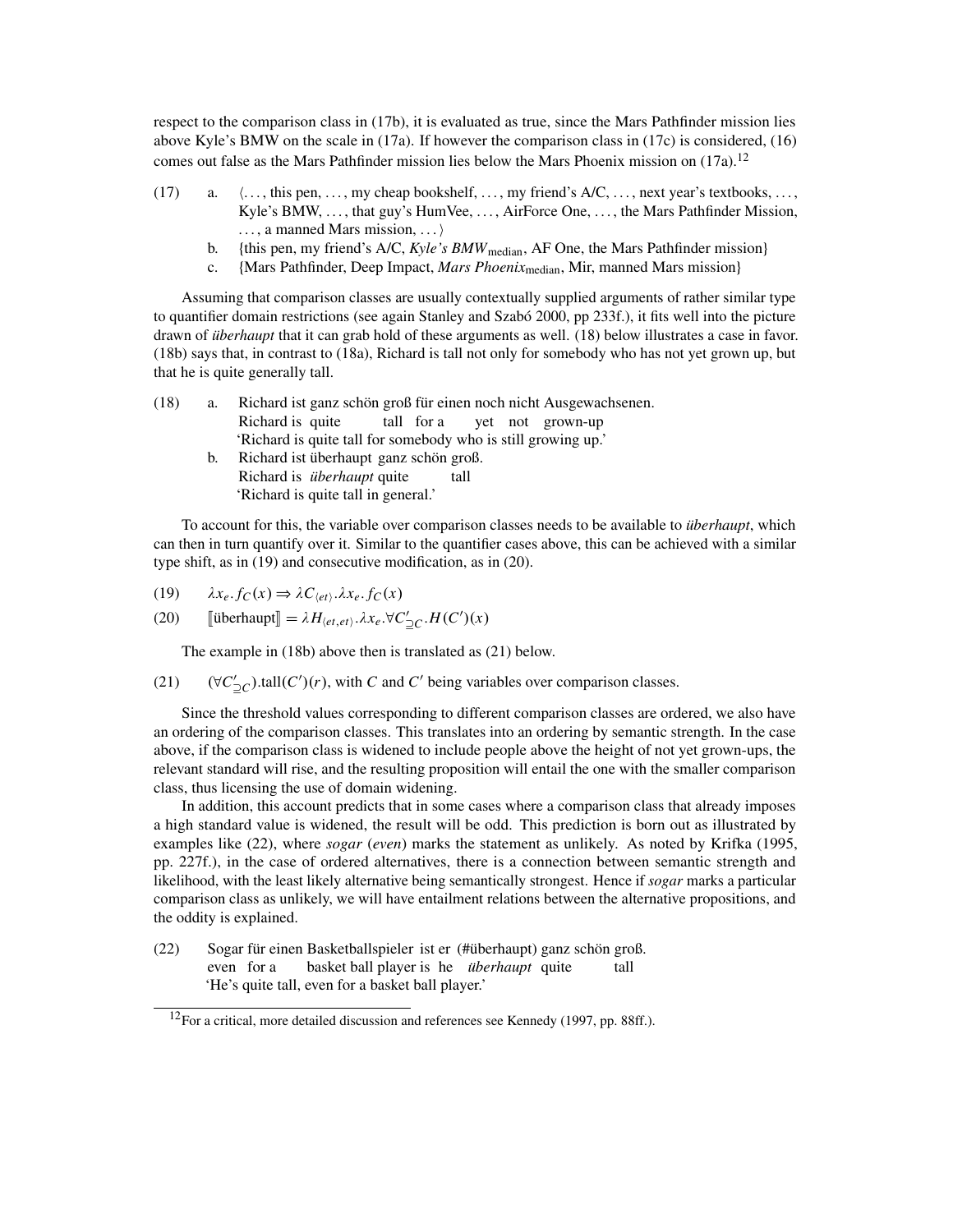respect to the comparison class in (17b), it is evaluated as true, since the Mars Pathfinder mission lies above Kyle's BMW on the scale in (17a). If however the comparison class in (17c) is considered, (16) comes out false as the Mars Pathfinder mission lies below the Mars Phoenix mission on (17a).[12]

(17) a. ⟨..., this pen, ..., my cheap bookshelf, ..., my friend's A/C, ..., next year's textbooks, ..., Kyle's BMW, ..., that guy's HumVee, ..., AirForce One, ..., the Mars Pathfinder Mission, ..., a manned Mars mission, ...⟩

b. {this pen, my friend's A/C, *Kyle's BMW*$_{\text{median}}$, AF One, the Mars Pathfinder mission}

c. {Mars Pathfinder, Deep Impact, *Mars Phoenix*$_{\text{median}}$, Mir, manned Mars mission}

Assuming that comparison classes are usually contextually supplied arguments of rather similar type to quantifier domain restrictions (see again Stanley and Szabó 2000, pp 233f.), it fits well into the picture drawn of *überhaupt* that it can grab hold of these arguments as well. (18) below illustrates a case in favor. (18b) says that, in contrast to (18a), Richard is tall not only for somebody who has not yet grown up, but that he is quite generally tall.

(18) a. Richard ist ganz schön groß für einen noch nicht Ausgewachsenen.
Richard is quite tall for a yet not grown-up
'Richard is quite tall for somebody who is still growing up.'

b. Richard ist überhaupt ganz schön groß.
Richard is *überhaupt* quite tall
'Richard is quite tall in general.'

To account for this, the variable over comparison classes needs to be available to *überhaupt*, which can then in turn quantify over it. Similar to the quantifier cases above, this can be achieved with a similar type shift, as in (19) and consecutive modification, as in (20).

(19) $\lambda x_e . f_C(x) \Rightarrow \lambda C_{\langle et \rangle} . \lambda x_e . f_C(x)$

(20) $[\![\text{überhaupt}]\!] = \lambda H_{\langle et,et \rangle} . \lambda x_e . \forall C'_{\supseteq C} . H(C')(x)$

The example in (18b) above then is translated as (21) below.

(21) $(\forall C'_{\supseteq C}).\text{tall}(C')(r)$, with $C$ and $C'$ being variables over comparison classes.

Since the threshold values corresponding to different comparison classes are ordered, we also have an ordering of the comparison classes. This translates into an ordering by semantic strength. In the case above, if the comparison class is widened to include people above the height of not yet grown-ups, the relevant standard will rise, and the resulting proposition will entail the one with the smaller comparison class, thus licensing the use of domain widening.

In addition, this account predicts that in some cases where a comparison class that already imposes a high standard value is widened, the result will be odd. This prediction is born out as illustrated by examples like (22), where *sogar* (*even*) marks the statement as unlikely. As noted by Krifka (1995, pp. 227f.), in the case of ordered alternatives, there is a connection between semantic strength and likelihood, with the least likely alternative being semantically strongest. Hence if *sogar* marks a particular comparison class as unlikely, we will have entailment relations between the alternative propositions, and the oddity is explained.

(22) Sogar für einen Basketballspieler ist er (#überhaupt) ganz schön groß.
even for a basket ball player is he *überhaupt* quite tall
'He's quite tall, even for a basket ball player.'

---

[12] For a critical, more detailed discussion and references see Kennedy (1997, pp. 88ff.).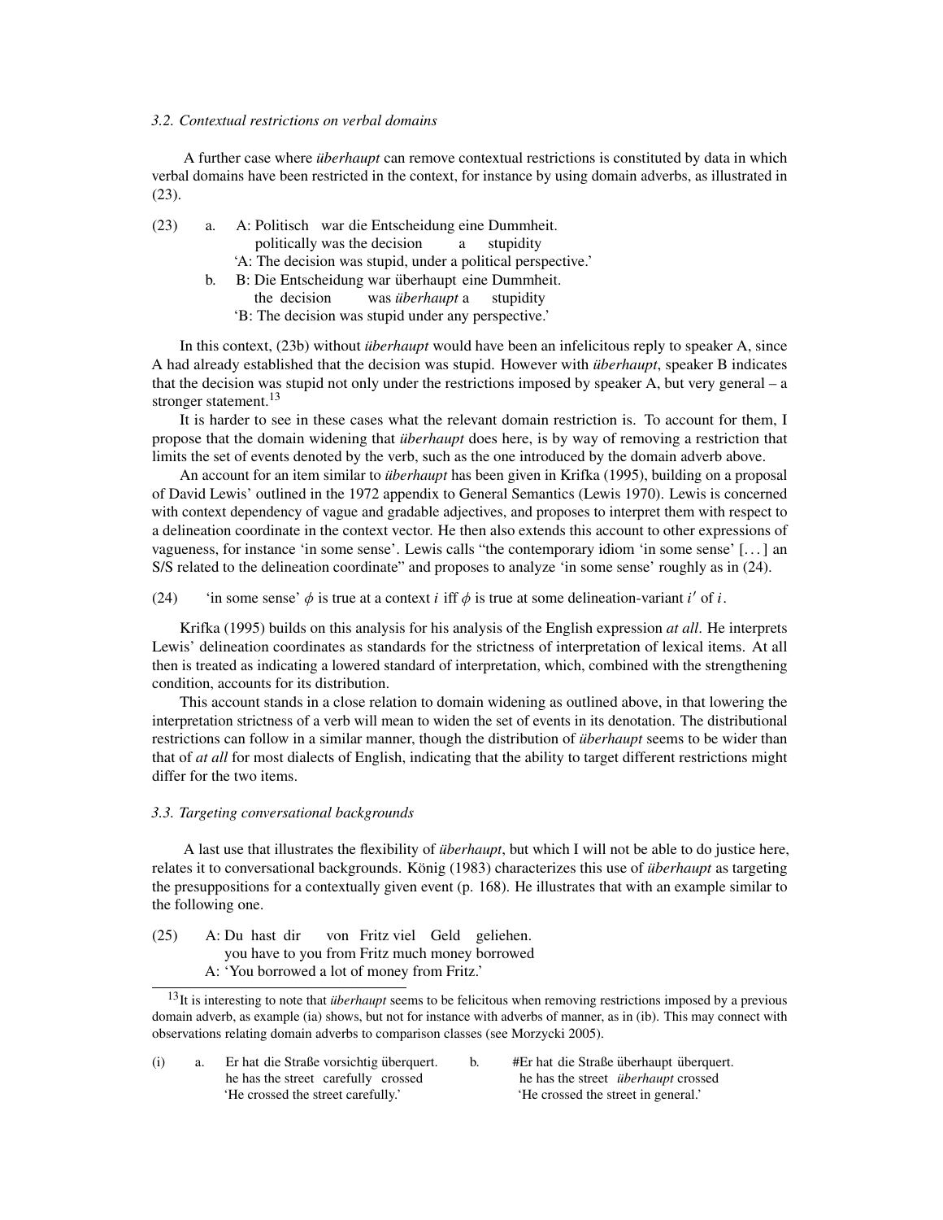### *3.2. Contextual restrictions on verbal domains*

A further case where *überhaupt* can remove contextual restrictions is constituted by data in which verbal domains have been restricted in the context, for instance by using domain adverbs, as illustrated in (23).

(23) a. A: Politisch war die Entscheidung eine Dummheit.
politically was the decision a stupidity
'A: The decision was stupid, under a political perspective.'

b. B: Die Entscheidung war überhaupt eine Dummheit.
the decision was *überhaupt* a stupidity
'B: The decision was stupid under any perspective.'

In this context, (23b) without *überhaupt* would have been an infelicitous reply to speaker A, since A had already established that the decision was stupid. However with *überhaupt*, speaker B indicates that the decision was stupid not only under the restrictions imposed by speaker A, but very general – a stronger statement.[13]

It is harder to see in these cases what the relevant domain restriction is. To account for them, I propose that the domain widening that *überhaupt* does here, is by way of removing a restriction that limits the set of events denoted by the verb, such as the one introduced by the domain adverb above.

An account for an item similar to *überhaupt* has been given in Krifka (1995), building on a proposal of David Lewis' outlined in the 1972 appendix to General Semantics (Lewis 1970). Lewis is concerned with context dependency of vague and gradable adjectives, and proposes to interpret them with respect to a delineation coordinate in the context vector. He then also extends this account to other expressions of vagueness, for instance 'in some sense'. Lewis calls "the contemporary idiom 'in some sense' [. . . ] an S/S related to the delineation coordinate" and proposes to analyze 'in some sense' roughly as in (24).

(24) 'in some sense' $\phi$ is true at a context $i$ iff $\phi$ is true at some delineation-variant $i'$ of $i$.

Krifka (1995) builds on this analysis for his analysis of the English expression *at all*. He interprets Lewis' delineation coordinates as standards for the strictness of interpretation of lexical items. At all then is treated as indicating a lowered standard of interpretation, which, combined with the strengthening condition, accounts for its distribution.

This account stands in a close relation to domain widening as outlined above, in that lowering the interpretation strictness of a verb will mean to widen the set of events in its denotation. The distributional restrictions can follow in a similar manner, though the distribution of *überhaupt* seems to be wider than that of *at all* for most dialects of English, indicating that the ability to target different restrictions might differ for the two items.

### *3.3. Targeting conversational backgrounds*

A last use that illustrates the flexibility of *überhaupt*, but which I will not be able to do justice here, relates it to conversational backgrounds. König (1983) characterizes this use of *überhaupt* as targeting the presuppositions for a contextually given event (p. 168). He illustrates that with an example similar to the following one.

(25) A: Du hast dir von Fritz viel Geld geliehen.
you have to you from Fritz much money borrowed
A: 'You borrowed a lot of money from Fritz.'

---

[13] It is interesting to note that *überhaupt* seems to be felicitous when removing restrictions imposed by a previous domain adverb, as example (ia) shows, but not for instance with adverbs of manner, as in (ib). This may connect with observations relating domain adverbs to comparison classes (see Morzycki 2005).

(i) a. Er hat die Straße vorsichtig überquert.
he has the street carefully crossed
'He crossed the street carefully.'

b. #Er hat die Straße überhaupt überquert.
he has the street *überhaupt* crossed
'He crossed the street in general.'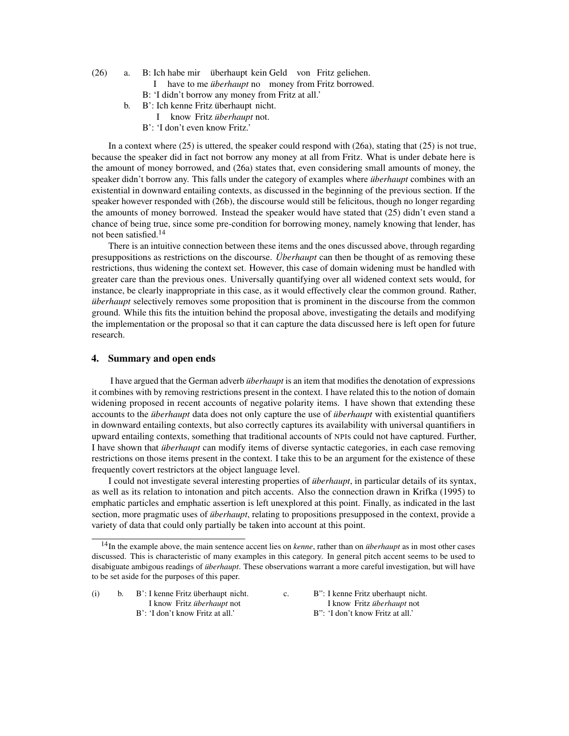(26) a. B: Ich habe mir überhaupt kein Geld von Fritz geliehen.
   I have to me *überhaupt* no money from Fritz borrowed.
   B: 'I didn't borrow any money from Fritz at all.'

 b. B': Ich kenne Fritz überhaupt nicht.
   I know Fritz *überhaupt* not.
   B': 'I don't even know Fritz.'

In a context where (25) is uttered, the speaker could respond with (26a), stating that (25) is not true, because the speaker did in fact not borrow any money at all from Fritz. What is under debate here is the amount of money borrowed, and (26a) states that, even considering small amounts of money, the speaker didn't borrow any. This falls under the category of examples where *überhaupt* combines with an existential in downward entailing contexts, as discussed in the beginning of the previous section. If the speaker however responded with (26b), the discourse would still be felicitous, though no longer regarding the amounts of money borrowed. Instead the speaker would have stated that (25) didn't even stand a chance of being true, since some pre-condition for borrowing money, namely knowing that lender, has not been satisfied.[14]

There is an intuitive connection between these items and the ones discussed above, through regarding presuppositions as restrictions on the discourse. *Überhaupt* can then be thought of as removing these restrictions, thus widening the context set. However, this case of domain widening must be handled with greater care than the previous ones. Universally quantifying over all widened context sets would, for instance, be clearly inappropriate in this case, as it would effectively clear the common ground. Rather, *überhaupt* selectively removes some proposition that is prominent in the discourse from the common ground. While this fits the intuition behind the proposal above, investigating the details and modifying the implementation or the proposal so that it can capture the data discussed here is left open for future research.

## 4. Summary and open ends

I have argued that the German adverb *überhaupt* is an item that modifies the denotation of expressions it combines with by removing restrictions present in the context. I have related this to the notion of domain widening proposed in recent accounts of negative polarity items. I have shown that extending these accounts to the *überhaupt* data does not only capture the use of *überhaupt* with existential quantifiers in downward entailing contexts, but also correctly captures its availability with universal quantifiers in upward entailing contexts, something that traditional accounts of NPIs could not have captured. Further, I have shown that *überhaupt* can modify items of diverse syntactic categories, in each case removing restrictions on those items present in the context. I take this to be an argument for the existence of these frequently covert restrictors at the object language level.

I could not investigate several interesting properties of *überhaupt*, in particular details of its syntax, as well as its relation to intonation and pitch accents. Also the connection drawn in Krifka (1995) to emphatic particles and emphatic assertion is left unexplored at this point. Finally, as indicated in the last section, more pragmatic uses of *überhaupt*, relating to propositions presupposed in the context, provide a variety of data that could only partially be taken into account at this point.

---

[14] In the example above, the main sentence accent lies on *kenne*, rather than on *überhaupt* as in most other cases discussed. This is characteristic of many examples in this category. In general pitch accent seems to be used to disabiguate ambigous readings of *überhaupt*. These observations warrant a more careful investigation, but will have to be set aside for the purposes of this paper.

(i) b. B': I kenne Fritz überhaupt nicht.
   I know Fritz *überhaupt* not
   B': 'I don't know Fritz at all.'

 c. B'': I kenne Fritz uberhaupt nicht.
   I know Fritz *überhaupt* not
   B'': 'I don't know Fritz at all.'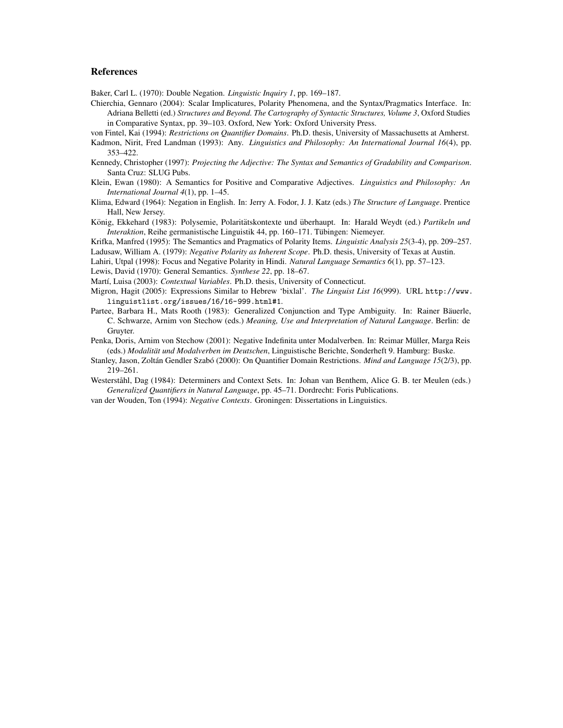## References

Baker, Carl L. (1970): Double Negation. *Linguistic Inquiry 1*, pp. 169–187.

Chierchia, Gennaro (2004): Scalar Implicatures, Polarity Phenomena, and the Syntax/Pragmatics Interface. In: Adriana Belletti (ed.) *Structures and Beyond. The Cartography of Syntactic Structures, Volume 3*, Oxford Studies in Comparative Syntax, pp. 39–103. Oxford, New York: Oxford University Press.

von Fintel, Kai (1994): *Restrictions on Quantifier Domains*. Ph.D. thesis, University of Massachusetts at Amherst.

Kadmon, Nirit, Fred Landman (1993): Any. *Linguistics and Philosophy: An International Journal 16*(4), pp. 353–422.

Kennedy, Christopher (1997): *Projecting the Adjective: The Syntax and Semantics of Gradability and Comparison*. Santa Cruz: SLUG Pubs.

Klein, Ewan (1980): A Semantics for Positive and Comparative Adjectives. *Linguistics and Philosophy: An International Journal 4*(1), pp. 1–45.

Klima, Edward (1964): Negation in English. In: Jerry A. Fodor, J. J. Katz (eds.) *The Structure of Language*. Prentice Hall, New Jersey.

König, Ekkehard (1983): Polysemie, Polaritätskontexte und überhaupt. In: Harald Weydt (ed.) *Partikeln und Interaktion*, Reihe germanistische Linguistik 44, pp. 160–171. Tübingen: Niemeyer.

Krifka, Manfred (1995): The Semantics and Pragmatics of Polarity Items. *Linguistic Analysis 25*(3-4), pp. 209–257.

Ladusaw, William A. (1979): *Negative Polarity as Inherent Scope*. Ph.D. thesis, University of Texas at Austin.

Lahiri, Utpal (1998): Focus and Negative Polarity in Hindi. *Natural Language Semantics 6*(1), pp. 57–123.

Lewis, David (1970): General Semantics. *Synthese 22*, pp. 18–67.

Martí, Luisa (2003): *Contextual Variables*. Ph.D. thesis, University of Connecticut.

Migron, Hagit (2005): Expressions Similar to Hebrew 'bixlal'. *The Linguist List 16*(999). URL http://www.linguistlist.org/issues/16/16-999.html#1.

Partee, Barbara H., Mats Rooth (1983): Generalized Conjunction and Type Ambiguity. In: Rainer Bäuerle, C. Schwarze, Arnim von Stechow (eds.) *Meaning, Use and Interpretation of Natural Language*. Berlin: de Gruyter.

Penka, Doris, Arnim von Stechow (2001): Negative Indefinita unter Modalverben. In: Reimar Müller, Marga Reis (eds.) *Modalität und Modalverben im Deutschen*, Linguistische Berichte, Sonderheft 9. Hamburg: Buske.

Stanley, Jason, Zoltán Gendler Szabó (2000): On Quantifier Domain Restrictions. *Mind and Language 15*(2/3), pp. 219–261.

Westerståhl, Dag (1984): Determiners and Context Sets. In: Johan van Benthem, Alice G. B. ter Meulen (eds.) *Generalized Quantifiers in Natural Language*, pp. 45–71. Dordrecht: Foris Publications.

van der Wouden, Ton (1994): *Negative Contexts*. Groningen: Dissertations in Linguistics.